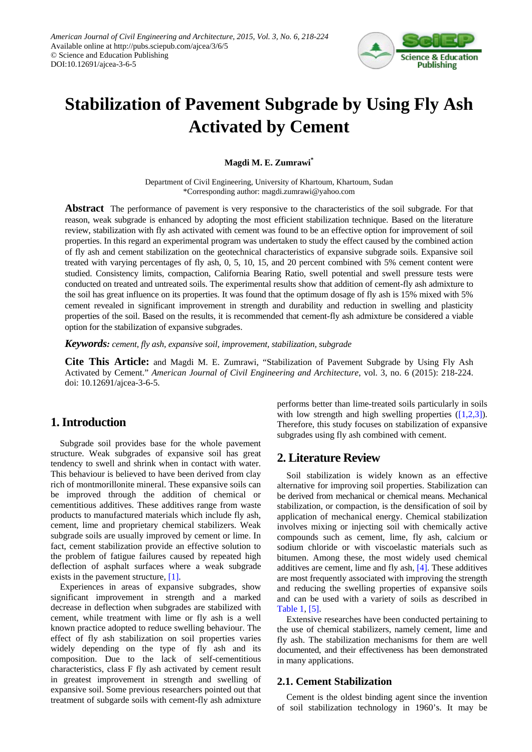# Stabilization of Pavement Subgrade by Using Fly Ash Activated by Cement

**Magdi M. E. Zumrawi***

Department of Civil Engineering, University of Khartoum, Khartoum, Sudan
*Corresponding author: magdi.zumrawi@yahoo.com

**Abstract** The performance of pavement is very responsive to the characteristics of the soil subgrade. For that reason, weak subgrade is enhanced by adopting the most efficient stabilization technique. Based on the literature review, stabilization with fly ash activated with cement was found to be an effective option for improvement of soil properties. In this regard an experimental program was undertaken to study the effect caused by the combined action of fly ash and cement stabilization on the geotechnical characteristics of expansive subgrade soils. Expansive soil treated with varying percentages of fly ash, 0, 5, 10, 15, and 20 percent combined with 5% cement content were studied. Consistency limits, compaction, California Bearing Ratio, swell potential and swell pressure tests were conducted on treated and untreated soils. The experimental results show that addition of cement-fly ash admixture to the soil has great influence on its properties. It was found that the optimum dosage of fly ash is 15% mixed with 5% cement revealed in significant improvement in strength and durability and reduction in swelling and plasticity properties of the soil. Based on the results, it is recommended that cement-fly ash admixture be considered a viable option for the stabilization of expansive subgrades.

***Keywords:*** *cement, fly ash, expansive soil, improvement, stabilization, subgrade*

**Cite This Article:** and Magdi M. E. Zumrawi, "Stabilization of Pavement Subgrade by Using Fly Ash Activated by Cement." *American Journal of Civil Engineering and Architecture*, vol. 3, no. 6 (2015): 218-224. doi: 10.12691/ajcea-3-6-5.

## 1. Introduction

Subgrade soil provides base for the whole pavement structure. Weak subgrades of expansive soil has great tendency to swell and shrink when in contact with water. This behaviour is believed to have been derived from clay rich of montmorillonite mineral. These expansive soils can be improved through the addition of chemical or cementitious additives. These additives range from waste products to manufactured materials which include fly ash, cement, lime and proprietary chemical stabilizers. Weak subgrade soils are usually improved by cement or lime. In fact, cement stabilization provide an effective solution to the problem of fatigue failures caused by repeated high deflection of asphalt surfaces where a weak subgrade exists in the pavement structure, [1].

Experiences in areas of expansive subgrades, show significant improvement in strength and a marked decrease in deflection when subgrades are stabilized with cement, while treatment with lime or fly ash is a well known practice adopted to reduce swelling behaviour. The effect of fly ash stabilization on soil properties varies widely depending on the type of fly ash and its composition. Due to the lack of self-cementitious characteristics, class F fly ash activated by cement result in greatest improvement in strength and swelling of expansive soil. Some previous researchers pointed out that treatment of subgarde soils with cement-fly ash admixture performs better than lime-treated soils particularly in soils with low strength and high swelling properties ([1,2,3]). Therefore, this study focuses on stabilization of expansive subgrades using fly ash combined with cement.

## 2. Literature Review

Soil stabilization is widely known as an effective alternative for improving soil properties. Stabilization can be derived from mechanical or chemical means. Mechanical stabilization, or compaction, is the densification of soil by application of mechanical energy. Chemical stabilization involves mixing or injecting soil with chemically active compounds such as cement, lime, fly ash, calcium or sodium chloride or with viscoelastic materials such as bitumen. Among these, the most widely used chemical additives are cement, lime and fly ash, [4]. These additives are most frequently associated with improving the strength and reducing the swelling properties of expansive soils and can be used with a variety of soils as described in Table 1, [5].

Extensive researches have been conducted pertaining to the use of chemical stabilizers, namely cement, lime and fly ash. The stabilization mechanisms for them are well documented, and their effectiveness has been demonstrated in many applications.

### 2.1. Cement Stabilization

Cement is the oldest binding agent since the invention of soil stabilization technology in 1960's. It may be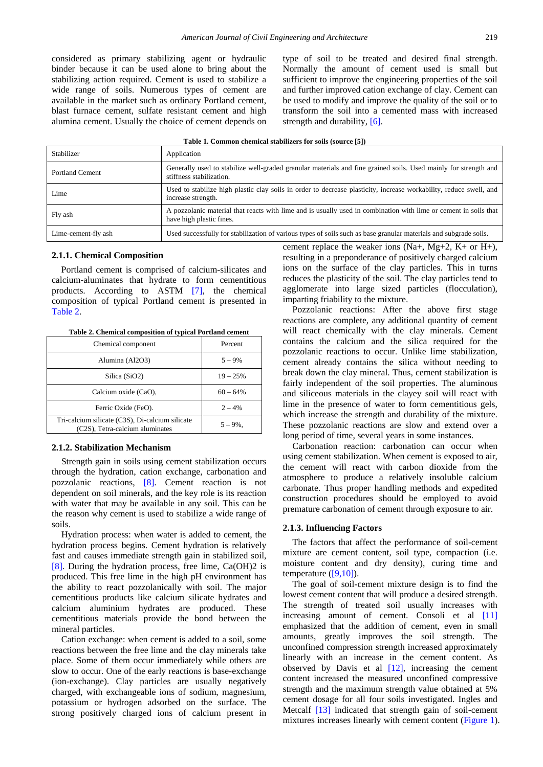considered as primary stabilizing agent or hydraulic binder because it can be used alone to bring about the stabilizing action required. Cement is used to stabilize a wide range of soils. Numerous types of cement are available in the market such as ordinary Portland cement, blast furnace cement, sulfate resistant cement and high alumina cement. Usually the choice of cement depends on type of soil to be treated and desired final strength. Normally the amount of cement used is small but sufficient to improve the engineering properties of the soil and further improved cation exchange of clay. Cement can be used to modify and improve the quality of the soil or to transform the soil into a cemented mass with increased strength and durability, [6].

**Table 1. Common chemical stabilizers for soils (source [5])**

| Stabilizer | Application |
|---|---|
| Portland Cement | Generally used to stabilize well-graded granular materials and fine grained soils. Used mainly for strength and stiffness stabilization. |
| Lime | Used to stabilize high plastic clay soils in order to decrease plasticity, increase workability, reduce swell, and increase strength. |
| Fly ash | A pozzolanic material that reacts with lime and is usually used in combination with lime or cement in soils that have high plastic fines. |
| Lime-cement-fly ash | Used successfully for stabilization of various types of soils such as base granular materials and subgrade soils. |

#### 2.1.1. Chemical Composition

Portland cement is comprised of calcium-silicates and calcium-aluminates that hydrate to form cementitious products. According to ASTM [7], the chemical composition of typical Portland cement is presented in Table 2.

**Table 2. Chemical composition of typical Portland cement**

| Chemical component | Percent |
|---|---|
| Alumina ($Al_2O_3$) | 5 – 9% |
| Silica ($SiO_2$) | 19 – 25% |
| Calcium oxide (CaO), | 60 – 64% |
| Ferric Oxide (FeO). | 2 – 4% |
| Tri-calcium silicate (C3S), Di-calcium silicate (C2S), Tetra-calcium aluminates | 5 – 9%, |

#### 2.1.2. Stabilization Mechanism

Strength gain in soils using cement stabilization occurs through the hydration, cation exchange, carbonation and pozzolanic reactions, [8]. Cement reaction is not dependent on soil minerals, and the key role is its reaction with water that may be available in any soil. This can be the reason why cement is used to stabilize a wide range of soils.

Hydration process: when water is added to cement, the hydration process begins. Cement hydration is relatively fast and causes immediate strength gain in stabilized soil, [8]. During the hydration process, free lime, $Ca(OH)_2$ is produced. This free lime in the high pH environment has the ability to react pozzolanically with soil. The major cementitious products like calcium silicate hydrates and calcium aluminium hydrates are produced. These cementitious materials provide the bond between the mineral particles.

Cation exchange: when cement is added to a soil, some reactions between the free lime and the clay minerals take place. Some of them occur immediately while others are slow to occur. One of the early reactions is base-exchange (ion-exchange). Clay particles are usually negatively charged, with exchangeable ions of sodium, magnesium, potassium or hydrogen adsorbed on the surface. The strong positively charged ions of calcium present in cement replace the weaker ions ($Na^+$, $Mg^{+2}$, $K^+$ or $H^+$), resulting in a preponderance of positively charged calcium ions on the surface of the clay particles. This in turns reduces the plasticity of the soil. The clay particles tend to agglomerate into large sized particles (flocculation), imparting friability to the mixture.

Pozzolanic reactions: After the above first stage reactions are complete, any additional quantity of cement will react chemically with the clay minerals. Cement contains the calcium and the silica required for the pozzolanic reactions to occur. Unlike lime stabilization, cement already contains the silica without needing to break down the clay mineral. Thus, cement stabilization is fairly independent of the soil properties. The aluminous and siliceous materials in the clayey soil will react with lime in the presence of water to form cementitious gels, which increase the strength and durability of the mixture. These pozzolanic reactions are slow and extend over a long period of time, several years in some instances.

Carbonation reaction: carbonation can occur when using cement stabilization. When cement is exposed to air, the cement will react with carbon dioxide from the atmosphere to produce a relatively insoluble calcium carbonate. Thus proper handling methods and expedited construction procedures should be employed to avoid premature carbonation of cement through exposure to air.

#### 2.1.3. Influencing Factors

The factors that affect the performance of soil-cement mixture are cement content, soil type, compaction (i.e. moisture content and dry density), curing time and temperature ([9,10]).

The goal of soil-cement mixture design is to find the lowest cement content that will produce a desired strength. The strength of treated soil usually increases with increasing amount of cement. Consoli et al [11] emphasized that the addition of cement, even in small amounts, greatly improves the soil strength. The unconfined compression strength increased approximately linearly with an increase in the cement content. As observed by Davis et al [12], increasing the cement content increased the measured unconfined compressive strength and the maximum strength value obtained at 5% cement dosage for all four soils investigated. Ingles and Metcalf [13] indicated that strength gain of soil-cement mixtures increases linearly with cement content (Figure 1).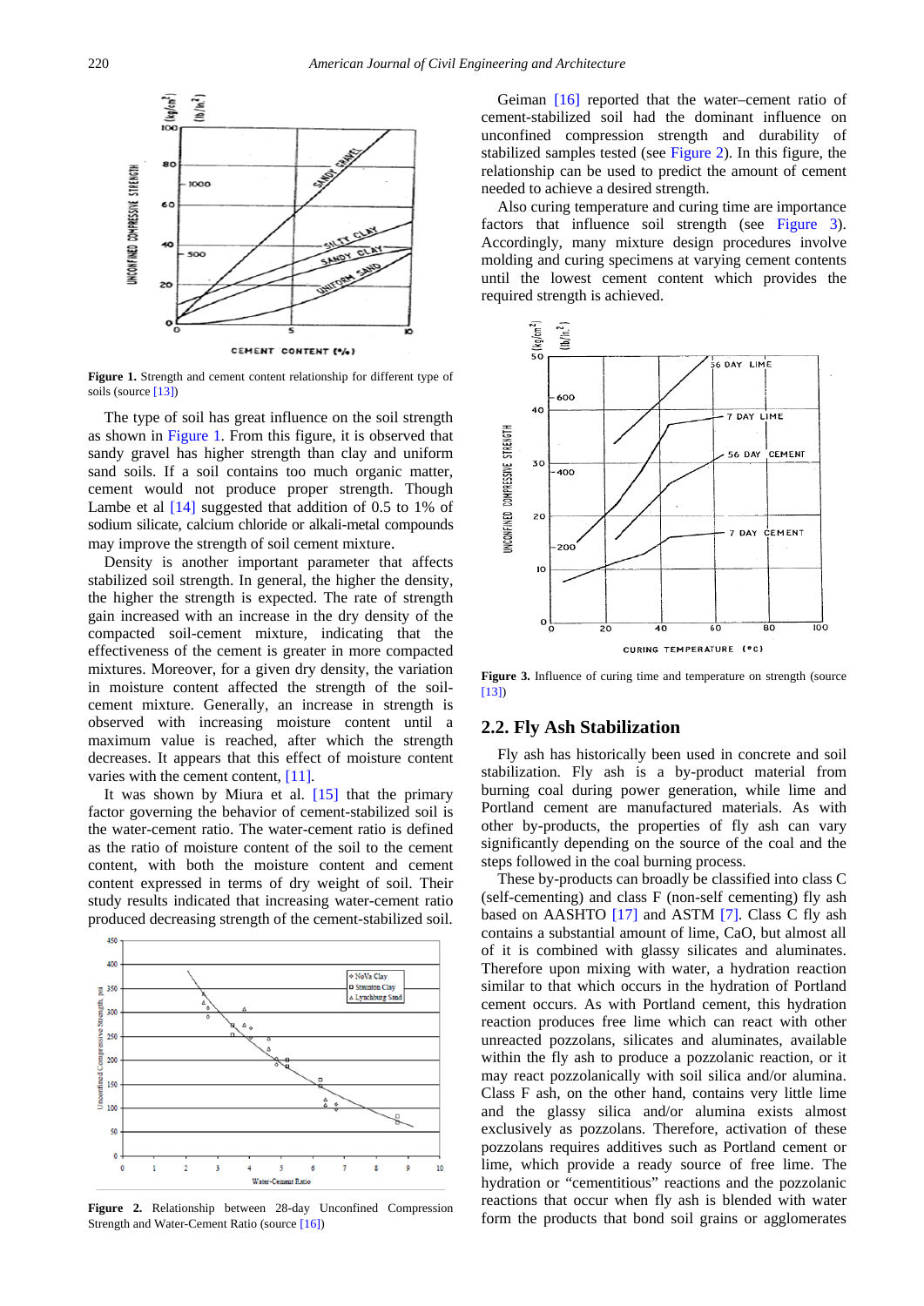Figure 1. Strength and cement content relationship for different type of soils (source [13])

The type of soil has great influence on the soil strength as shown in Figure 1. From this figure, it is observed that sandy gravel has higher strength than clay and uniform sand soils. If a soil contains too much organic matter, cement would not produce proper strength. Though Lambe et al [14] suggested that addition of 0.5 to 1% of sodium silicate, calcium chloride or alkali-metal compounds may improve the strength of soil cement mixture.

Density is another important parameter that affects stabilized soil strength. In general, the higher the density, the higher the strength is expected. The rate of strength gain increased with an increase in the dry density of the compacted soil-cement mixture, indicating that the effectiveness of the cement is greater in more compacted mixtures. Moreover, for a given dry density, the variation in moisture content affected the strength of the soil-cement mixture. Generally, an increase in strength is observed with increasing moisture content until a maximum value is reached, after which the strength decreases. It appears that this effect of moisture content varies with the cement content, [11].

It was shown by Miura et al. [15] that the primary factor governing the behavior of cement-stabilized soil is the water-cement ratio. The water-cement ratio is defined as the ratio of moisture content of the soil to the cement content, with both the moisture content and cement content expressed in terms of dry weight of soil. Their study results indicated that increasing water-cement ratio produced decreasing strength of the cement-stabilized soil.

Figure 2. Relationship between 28-day Unconfined Compression Strength and Water-Cement Ratio (source [16])

Geiman [16] reported that the water–cement ratio of cement-stabilized soil had the dominant influence on unconfined compression strength and durability of stabilized samples tested (see Figure 2). In this figure, the relationship can be used to predict the amount of cement needed to achieve a desired strength.

Also curing temperature and curing time are importance factors that influence soil strength (see Figure 3). Accordingly, many mixture design procedures involve molding and curing specimens at varying cement contents until the lowest cement content which provides the required strength is achieved.

Figure 3. Influence of curing time and temperature on strength (source [13])

## 2.2. Fly Ash Stabilization

Fly ash has historically been used in concrete and soil stabilization. Fly ash is a by-product material from burning coal during power generation, while lime and Portland cement are manufactured materials. As with other by-products, the properties of fly ash can vary significantly depending on the source of the coal and the steps followed in the coal burning process.

These by-products can broadly be classified into class C (self-cementing) and class F (non-self cementing) fly ash based on AASHTO [17] and ASTM [7]. Class C fly ash contains a substantial amount of lime, CaO, but almost all of it is combined with glassy silicates and aluminates. Therefore upon mixing with water, a hydration reaction similar to that which occurs in the hydration of Portland cement occurs. As with Portland cement, this hydration reaction produces free lime which can react with other unreacted pozzolans, silicates and aluminates, available within the fly ash to produce a pozzolanic reaction, or it may react pozzolanically with soil silica and/or alumina. Class F ash, on the other hand, contains very little lime and the glassy silica and/or alumina exists almost exclusively as pozzolans. Therefore, activation of these pozzolans requires additives such as Portland cement or lime, which provide a ready source of free lime. The hydration or "cementitious" reactions and the pozzolanic reactions that occur when fly ash is blended with water form the products that bond soil grains or agglomerates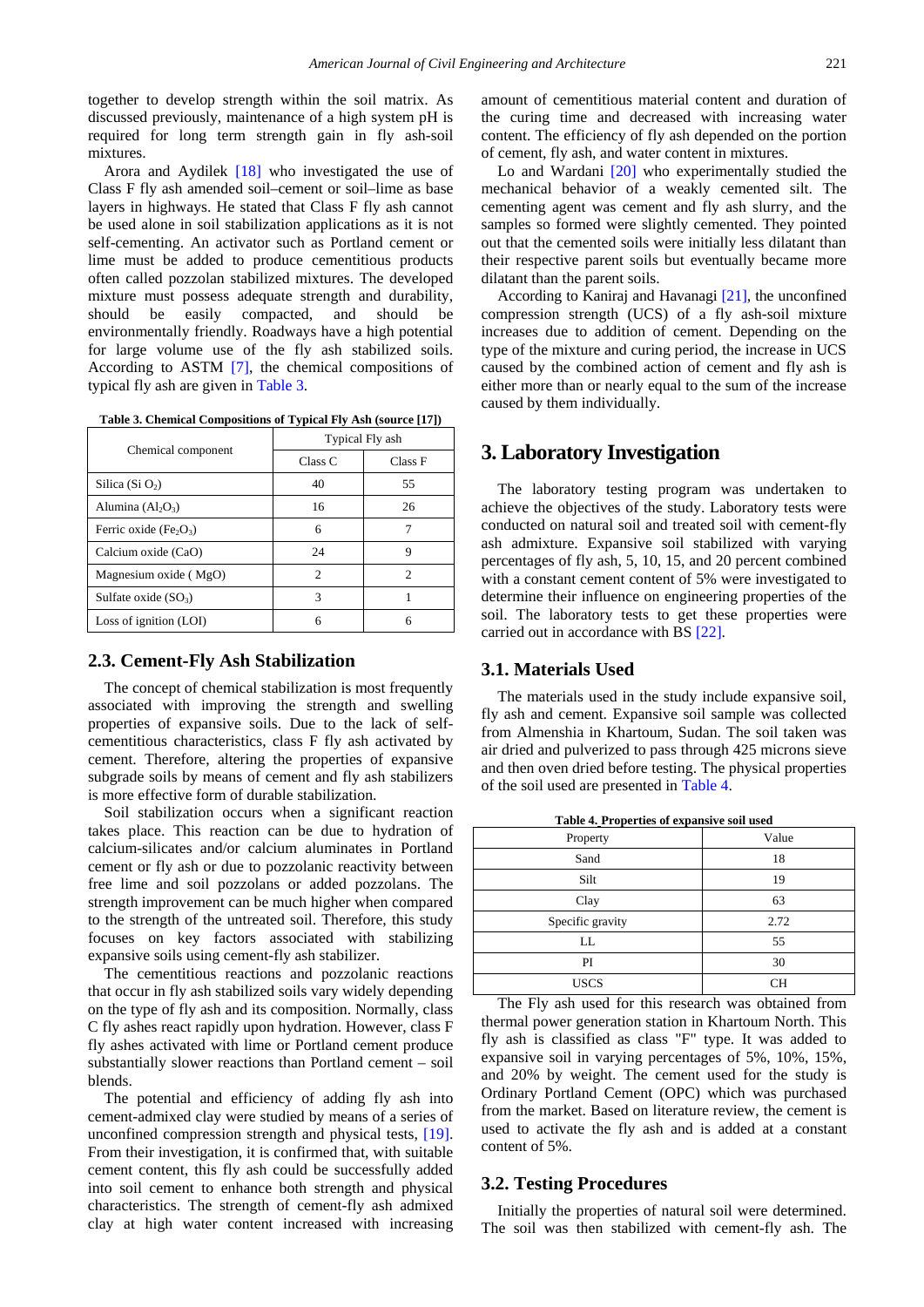together to develop strength within the soil matrix. As discussed previously, maintenance of a high system pH is required for long term strength gain in fly ash-soil mixtures.

Arora and Aydilek [18] who investigated the use of Class F fly ash amended soil–cement or soil–lime as base layers in highways. He stated that Class F fly ash cannot be used alone in soil stabilization applications as it is not self-cementing. An activator such as Portland cement or lime must be added to produce cementitious products often called pozzolan stabilized mixtures. The developed mixture must possess adequate strength and durability, should be easily compacted, and should be environmentally friendly. Roadways have a high potential for large volume use of the fly ash stabilized soils. According to ASTM [7], the chemical compositions of typical fly ash are given in Table 3.

**Table 3. Chemical Compositions of Typical Fly Ash (source [17])**

| Chemical component | Typical Fly ash | |
|---|---|---|
| | Class C | Class F |
| Silica ($SiO_2$) | 40 | 55 |
| Alumina ($Al_2O_3$) | 16 | 26 |
| Ferric oxide ($Fe_2O_3$) | 6 | 7 |
| Calcium oxide (CaO) | 24 | 9 |
| Magnesium oxide ( MgO) | 2 | 2 |
| Sulfate oxide ($SO_3$) | 3 | 1 |
| Loss of ignition (LOI) | 6 | 6 |

### 2.3. Cement-Fly Ash Stabilization

The concept of chemical stabilization is most frequently associated with improving the strength and swelling properties of expansive soils. Due to the lack of self-cementitious characteristics, class F fly ash activated by cement. Therefore, altering the properties of expansive subgrade soils by means of cement and fly ash stabilizers is more effective form of durable stabilization.

Soil stabilization occurs when a significant reaction takes place. This reaction can be due to hydration of calcium-silicates and/or calcium aluminates in Portland cement or fly ash or due to pozzolanic reactivity between free lime and soil pozzolans or added pozzolans. The strength improvement can be much higher when compared to the strength of the untreated soil. Therefore, this study focuses on key factors associated with stabilizing expansive soils using cement-fly ash stabilizer.

The cementitious reactions and pozzolanic reactions that occur in fly ash stabilized soils vary widely depending on the type of fly ash and its composition. Normally, class C fly ashes react rapidly upon hydration. However, class F fly ashes activated with lime or Portland cement produce substantially slower reactions than Portland cement – soil blends.

The potential and efficiency of adding fly ash into cement-admixed clay were studied by means of a series of unconfined compression strength and physical tests, [19]. From their investigation, it is confirmed that, with suitable cement content, this fly ash could be successfully added into soil cement to enhance both strength and physical characteristics. The strength of cement-fly ash admixed clay at high water content increased with increasing amount of cementitious material content and duration of the curing time and decreased with increasing water content. The efficiency of fly ash depended on the portion of cement, fly ash, and water content in mixtures.

Lo and Wardani [20] who experimentally studied the mechanical behavior of a weakly cemented silt. The cementing agent was cement and fly ash slurry, and the samples so formed were slightly cemented. They pointed out that the cemented soils were initially less dilatant than their respective parent soils but eventually became more dilatant than the parent soils.

According to Kaniraj and Havanagi [21], the unconfined compression strength (UCS) of a fly ash-soil mixture increases due to addition of cement. Depending on the type of the mixture and curing period, the increase in UCS caused by the combined action of cement and fly ash is either more than or nearly equal to the sum of the increase caused by them individually.

## 3. Laboratory Investigation

The laboratory testing program was undertaken to achieve the objectives of the study. Laboratory tests were conducted on natural soil and treated soil with cement-fly ash admixture. Expansive soil stabilized with varying percentages of fly ash, 5, 10, 15, and 20 percent combined with a constant cement content of 5% were investigated to determine their influence on engineering properties of the soil. The laboratory tests to get these properties were carried out in accordance with BS [22].

### 3.1. Materials Used

The materials used in the study include expansive soil, fly ash and cement. Expansive soil sample was collected from Almenshia in Khartoum, Sudan. The soil taken was air dried and pulverized to pass through 425 microns sieve and then oven dried before testing. The physical properties of the soil used are presented in Table 4.

**Table 4. Properties of expansive soil used**

| Property | Value |
|---|---|
| Sand | 18 |
| Silt | 19 |
| Clay | 63 |
| Specific gravity | 2.72 |
| LL | 55 |
| PI | 30 |
| USCS | CH |

The Fly ash used for this research was obtained from thermal power generation station in Khartoum North. This fly ash is classified as class "F" type. It was added to expansive soil in varying percentages of 5%, 10%, 15%, and 20% by weight. The cement used for the study is Ordinary Portland Cement (OPC) which was purchased from the market. Based on literature review, the cement is used to activate the fly ash and is added at a constant content of 5%.

### 3.2. Testing Procedures

Initially the properties of natural soil were determined. The soil was then stabilized with cement-fly ash. The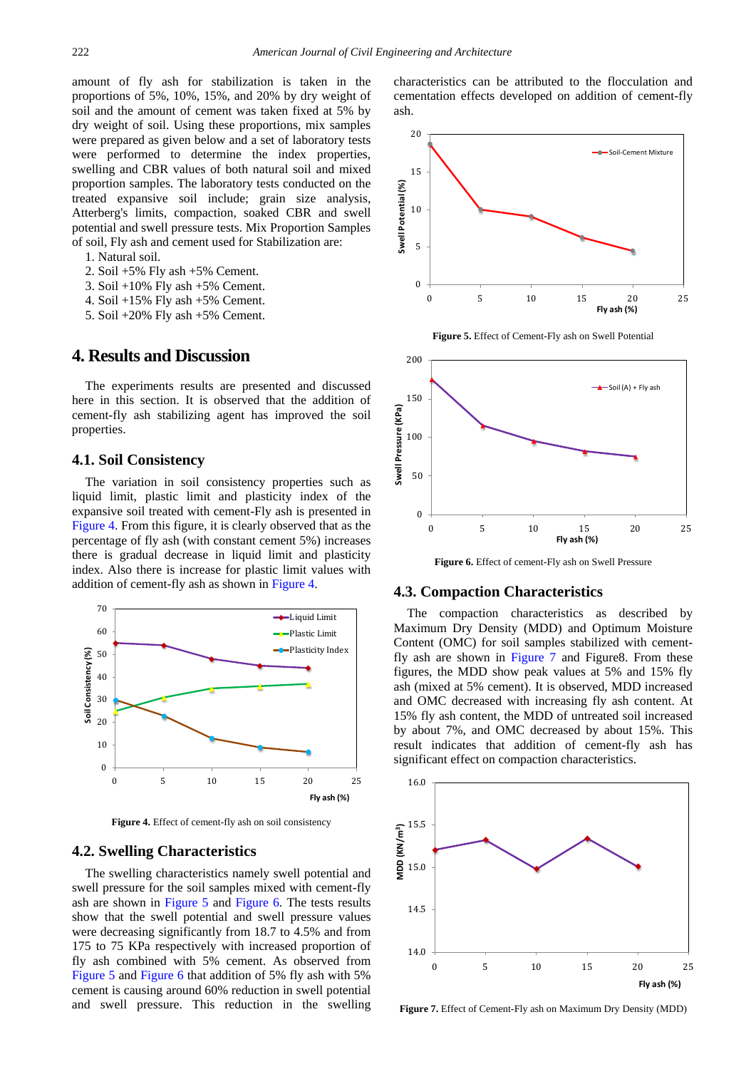amount of fly ash for stabilization is taken in the proportions of 5%, 10%, 15%, and 20% by dry weight of soil and the amount of cement was taken fixed at 5% by dry weight of soil. Using these proportions, mix samples were prepared as given below and a set of laboratory tests were performed to determine the index properties, swelling and CBR values of both natural soil and mixed proportion samples. The laboratory tests conducted on the treated expansive soil include; grain size analysis, Atterberg's limits, compaction, soaked CBR and swell potential and swell pressure tests. Mix Proportion Samples of soil, Fly ash and cement used for Stabilization are:

1. Natural soil.
2. Soil +5% Fly ash +5% Cement.
3. Soil +10% Fly ash +5% Cement.
4. Soil +15% Fly ash +5% Cement.
5. Soil +20% Fly ash +5% Cement.

## 4. Results and Discussion

The experiments results are presented and discussed here in this section. It is observed that the addition of cement-fly ash stabilizing agent has improved the soil properties.

### 4.1. Soil Consistency

The variation in soil consistency properties such as liquid limit, plastic limit and plasticity index of the expansive soil treated with cement-Fly ash is presented in Figure 4. From this figure, it is clearly observed that as the percentage of fly ash (with constant cement 5%) increases there is gradual decrease in liquid limit and plasticity index. Also there is increase for plastic limit values with addition of cement-fly ash as shown in Figure 4.

**Figure 4.** Effect of cement-fly ash on soil consistency

### 4.2. Swelling Characteristics

The swelling characteristics namely swell potential and swell pressure for the soil samples mixed with cement-fly ash are shown in Figure 5 and Figure 6. The tests results show that the swell potential and swell pressure values were decreasing significantly from 18.7 to 4.5% and from 175 to 75 KPa respectively with increased proportion of fly ash combined with 5% cement. As observed from Figure 5 and Figure 6 that addition of 5% fly ash with 5% cement is causing around 60% reduction in swell potential and swell pressure. This reduction in the swelling characteristics can be attributed to the flocculation and cementation effects developed on addition of cement-fly ash.

**Figure 5.** Effect of Cement-Fly ash on Swell Potential

**Figure 6.** Effect of cement-Fly ash on Swell Pressure

### 4.3. Compaction Characteristics

The compaction characteristics as described by Maximum Dry Density (MDD) and Optimum Moisture Content (OMC) for soil samples stabilized with cement-fly ash are shown in Figure 7 and Figure8. From these figures, the MDD show peak values at 5% and 15% fly ash (mixed at 5% cement). It is observed, MDD increased and OMC decreased with increasing fly ash content. At 15% fly ash content, the MDD of untreated soil increased by about 7%, and OMC decreased by about 15%. This result indicates that addition of cement-fly ash has significant effect on compaction characteristics.

**Figure 7.** Effect of Cement-Fly ash on Maximum Dry Density (MDD)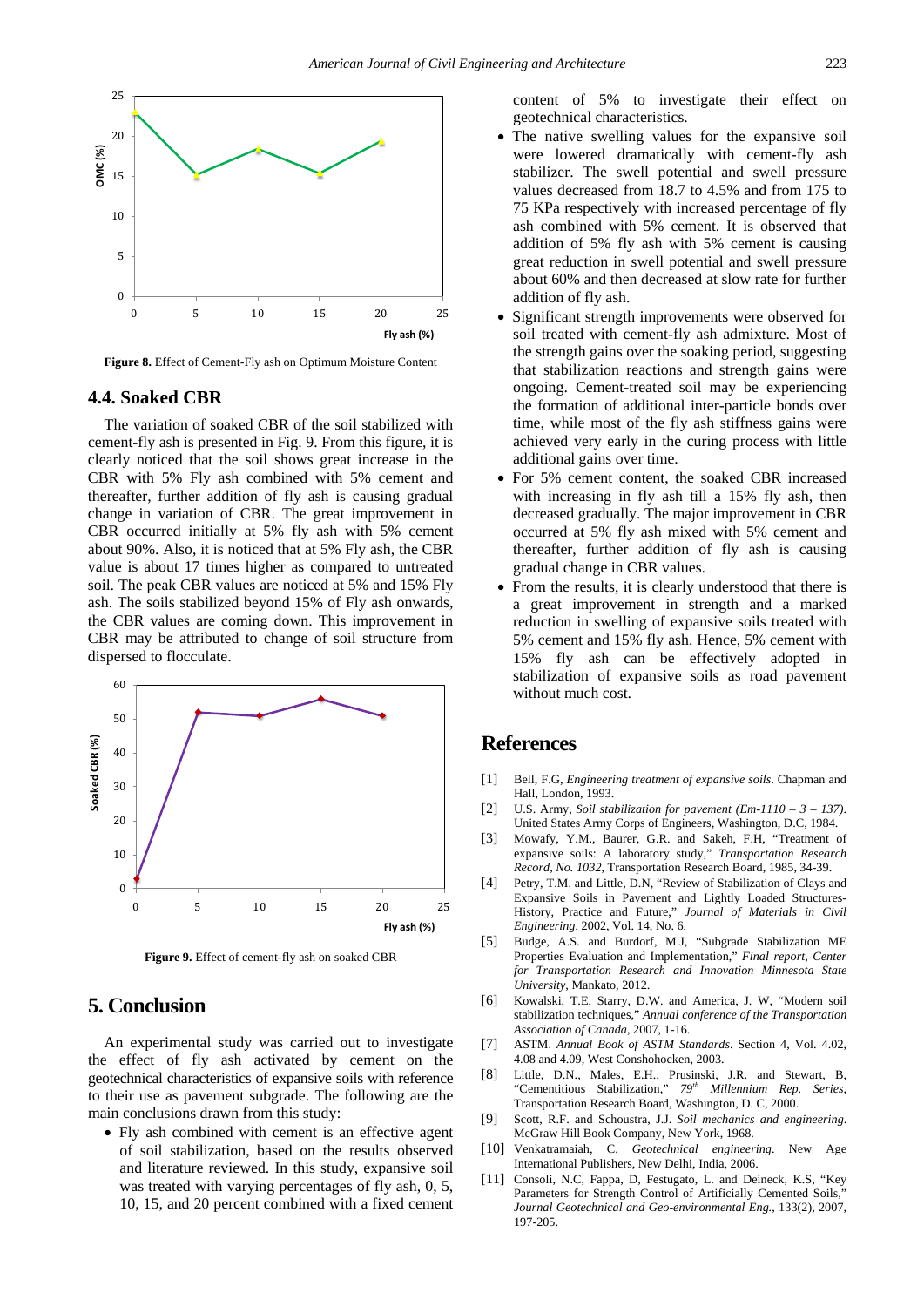Figure 8. Effect of Cement-Fly ash on Optimum Moisture Content

### 4.4. Soaked CBR

The variation of soaked CBR of the soil stabilized with cement-fly ash is presented in Fig. 9. From this figure, it is clearly noticed that the soil shows great increase in the CBR with 5% Fly ash combined with 5% cement and thereafter, further addition of fly ash is causing gradual change in variation of CBR. The great improvement in CBR occurred initially at 5% fly ash with 5% cement about 90%. Also, it is noticed that at 5% Fly ash, the CBR value is about 17 times higher as compared to untreated soil. The peak CBR values are noticed at 5% and 15% Fly ash. The soils stabilized beyond 15% of Fly ash onwards, the CBR values are coming down. This improvement in CBR may be attributed to change of soil structure from dispersed to flocculate.

Figure 9. Effect of cement-fly ash on soaked CBR

## 5. Conclusion

An experimental study was carried out to investigate the effect of fly ash activated by cement on the geotechnical characteristics of expansive soils with reference to their use as pavement subgrade. The following are the main conclusions drawn from this study:

- Fly ash combined with cement is an effective agent of soil stabilization, based on the results observed and literature reviewed. In this study, expansive soil was treated with varying percentages of fly ash, 0, 5, 10, 15, and 20 percent combined with a fixed cement content of 5% to investigate their effect on geotechnical characteristics.
- The native swelling values for the expansive soil were lowered dramatically with cement-fly ash stabilizer. The swell potential and swell pressure values decreased from 18.7 to 4.5% and from 175 to 75 KPa respectively with increased percentage of fly ash combined with 5% cement. It is observed that addition of 5% fly ash with 5% cement is causing great reduction in swell potential and swell pressure about 60% and then decreased at slow rate for further addition of fly ash.
- Significant strength improvements were observed for soil treated with cement-fly ash admixture. Most of the strength gains over the soaking period, suggesting that stabilization reactions and strength gains were ongoing. Cement-treated soil may be experiencing the formation of additional inter-particle bonds over time, while most of the fly ash stiffness gains were achieved very early in the curing process with little additional gains over time.
- For 5% cement content, the soaked CBR increased with increasing in fly ash till a 15% fly ash, then decreased gradually. The major improvement in CBR occurred at 5% fly ash mixed with 5% cement and thereafter, further addition of fly ash is causing gradual change in CBR values.
- From the results, it is clearly understood that there is a great improvement in strength and a marked reduction in swelling of expansive soils treated with 5% cement and 15% fly ash. Hence, 5% cement with 15% fly ash can be effectively adopted in stabilization of expansive soils as road pavement without much cost.

## References

[1] Bell, F.G, *Engineering treatment of expansive soils*. Chapman and Hall, London, 1993.

[2] U.S. Army, *Soil stabilization for pavement (Em-1110 – 3 – 137)*. United States Army Corps of Engineers, Washington, D.C, 1984.

[3] Mowafy, Y.M., Baurer, G.R. and Sakeh, F.H, "Treatment of expansive soils: A laboratory study," *Transportation Research Record, No. 1032*, Transportation Research Board, 1985, 34-39.

[4] Petry, T.M. and Little, D.N, "Review of Stabilization of Clays and Expansive Soils in Pavement and Lightly Loaded Structures-History, Practice and Future," *Journal of Materials in Civil Engineering*, 2002, Vol. 14, No. 6.

[5] Budge, A.S. and Burdorf, M.J, "Subgrade Stabilization ME Properties Evaluation and Implementation," *Final report, Center for Transportation Research and Innovation Minnesota State University*, Mankato, 2012.

[6] Kowalski, T.E, Starry, D.W. and America, J. W, "Modern soil stabilization techniques," *Annual conference of the Transportation Association of Canada*, 2007, 1-16.

[7] ASTM. *Annual Book of ASTM Standards*. Section 4, Vol. 4.02, 4.08 and 4.09, West Conshohocken, 2003.

[8] Little, D.N., Males, E.H., Prusinski, J.R. and Stewart, B, "Cementitious Stabilization," *79th Millennium Rep. Series*, Transportation Research Board, Washington, D. C, 2000.

[9] Scott, R.F. and Schoustra, J.J. *Soil mechanics and engineering*. McGraw Hill Book Company, New York, 1968.

[10] Venkatramaiah, C. *Geotechnical engineering*. New Age International Publishers, New Delhi, India, 2006.

[11] Consoli, N.C, Fappa, D, Festugato, L. and Deineck, K.S, "Key Parameters for Strength Control of Artificially Cemented Soils," *Journal Geotechnical and Geo-environmental Eng.*, 133(2), 2007, 197-205.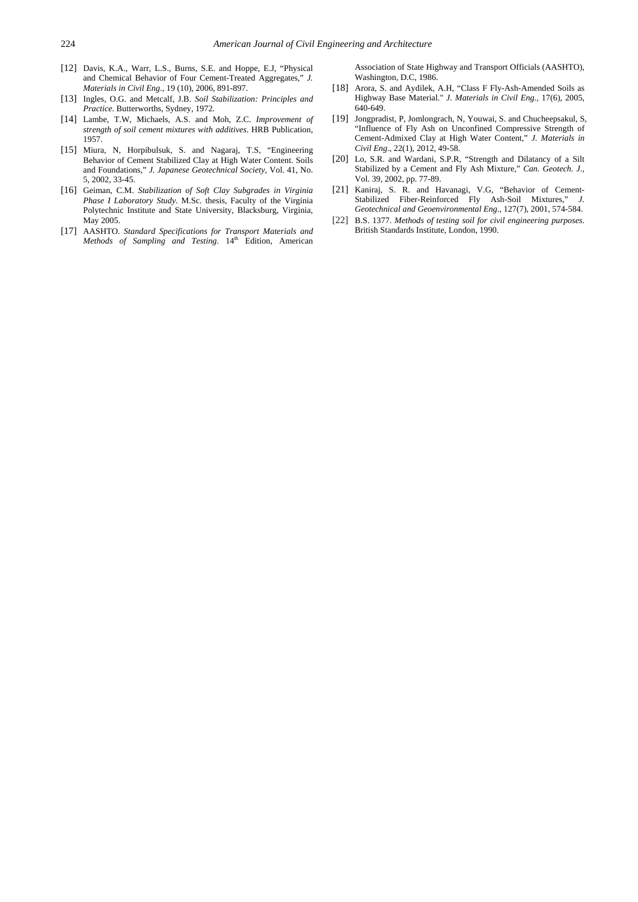[12] Davis, K.A., Warr, L.S., Burns, S.E. and Hoppe, E.J, "Physical and Chemical Behavior of Four Cement-Treated Aggregates," *J. Materials in Civil Eng.*, 19 (10), 2006, 891-897.

[13] Ingles, O.G. and Metcalf, J.B. *Soil Stabilization: Principles and Practice*. Butterworths, Sydney, 1972.

[14] Lambe, T.W, Michaels, A.S. and Moh, Z.C. *Improvement of strength of soil cement mixtures with additives*. HRB Publication, 1957.

[15] Miura, N, Horpibulsuk, S. and Nagaraj, T.S, "Engineering Behavior of Cement Stabilized Clay at High Water Content. Soils and Foundations," *J. Japanese Geotechnical Society*, Vol. 41, No. 5, 2002, 33-45.

[16] Geiman, C.M. *Stabilization of Soft Clay Subgrades in Virginia Phase I Laboratory Study*. M.Sc. thesis, Faculty of the Virginia Polytechnic Institute and State University, Blacksburg, Virginia, May 2005.

[17] AASHTO. *Standard Specifications for Transport Materials and Methods of Sampling and Testing*. 14th Edition, American Association of State Highway and Transport Officials (AASHTO), Washington, D.C, 1986.

[18] Arora, S. and Aydilek, A.H, "Class F Fly-Ash-Amended Soils as Highway Base Material." *J. Materials in Civil Eng.*, 17(6), 2005, 640-649.

[19] Jongpradist, P, Jomlongrach, N, Youwai, S. and Chucheepsakul, S, "Influence of Fly Ash on Unconfined Compressive Strength of Cement-Admixed Clay at High Water Content," *J. Materials in Civil Eng.*, 22(1), 2012, 49-58.

[20] Lo, S.R. and Wardani, S.P.R, "Strength and Dilatancy of a Silt Stabilized by a Cement and Fly Ash Mixture," *Can. Geotech. J.*, Vol. 39, 2002, pp. 77-89.

[21] Kaniraj, S. R. and Havanagi, V.G, "Behavior of Cement-Stabilized Fiber-Reinforced Fly Ash-Soil Mixtures," *J. Geotechnical and Geoenvironmental Eng.*, 127(7), 2001, 574-584.

[22] B.S. 1377. *Methods of testing soil for civil engineering purposes*. British Standards Institute, London, 1990.